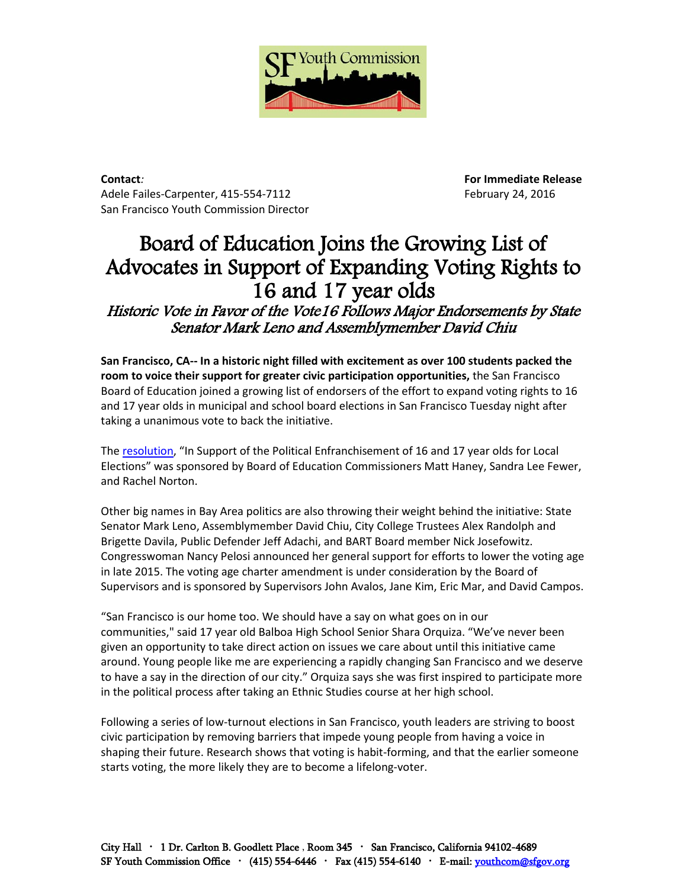**Contact:**
Adele Failes-Carpenter, 415-554-7112
San Francisco Youth Commission Director

**For Immediate Release**
February 24, 2016

# Board of Education Joins the Growing List of Advocates in Support of Expanding Voting Rights to 16 and 17 year olds

## *Historic Vote in Favor of the Vote16 Follows Major Endorsements by State Senator Mark Leno and Assemblymember David Chiu*

**San Francisco, CA-- In a historic night filled with excitement as over 100 students packed the room to voice their support for greater civic participation opportunities,** the San Francisco Board of Education joined a growing list of endorsers of the effort to expand voting rights to 16 and 17 year olds in municipal and school board elections in San Francisco Tuesday night after taking a unanimous vote to back the initiative.

The resolution, "In Support of the Political Enfranchisement of 16 and 17 year olds for Local Elections" was sponsored by Board of Education Commissioners Matt Haney, Sandra Lee Fewer, and Rachel Norton.

Other big names in Bay Area politics are also throwing their weight behind the initiative: State Senator Mark Leno, Assemblymember David Chiu, City College Trustees Alex Randolph and Brigette Davila, Public Defender Jeff Adachi, and BART Board member Nick Josefowitz. Congresswoman Nancy Pelosi announced her general support for efforts to lower the voting age in late 2015. The voting age charter amendment is under consideration by the Board of Supervisors and is sponsored by Supervisors John Avalos, Jane Kim, Eric Mar, and David Campos.

"San Francisco is our home too. We should have a say on what goes on in our communities," said 17 year old Balboa High School Senior Shara Orquiza. "We've never been given an opportunity to take direct action on issues we care about until this initiative came around. Young people like me are experiencing a rapidly changing San Francisco and we deserve to have a say in the direction of our city." Orquiza says she was first inspired to participate more in the political process after taking an Ethnic Studies course at her high school.

Following a series of low-turnout elections in San Francisco, youth leaders are striving to boost civic participation by removing barriers that impede young people from having a voice in shaping their future. Research shows that voting is habit-forming, and that the earlier someone starts voting, the more likely they are to become a lifelong-voter.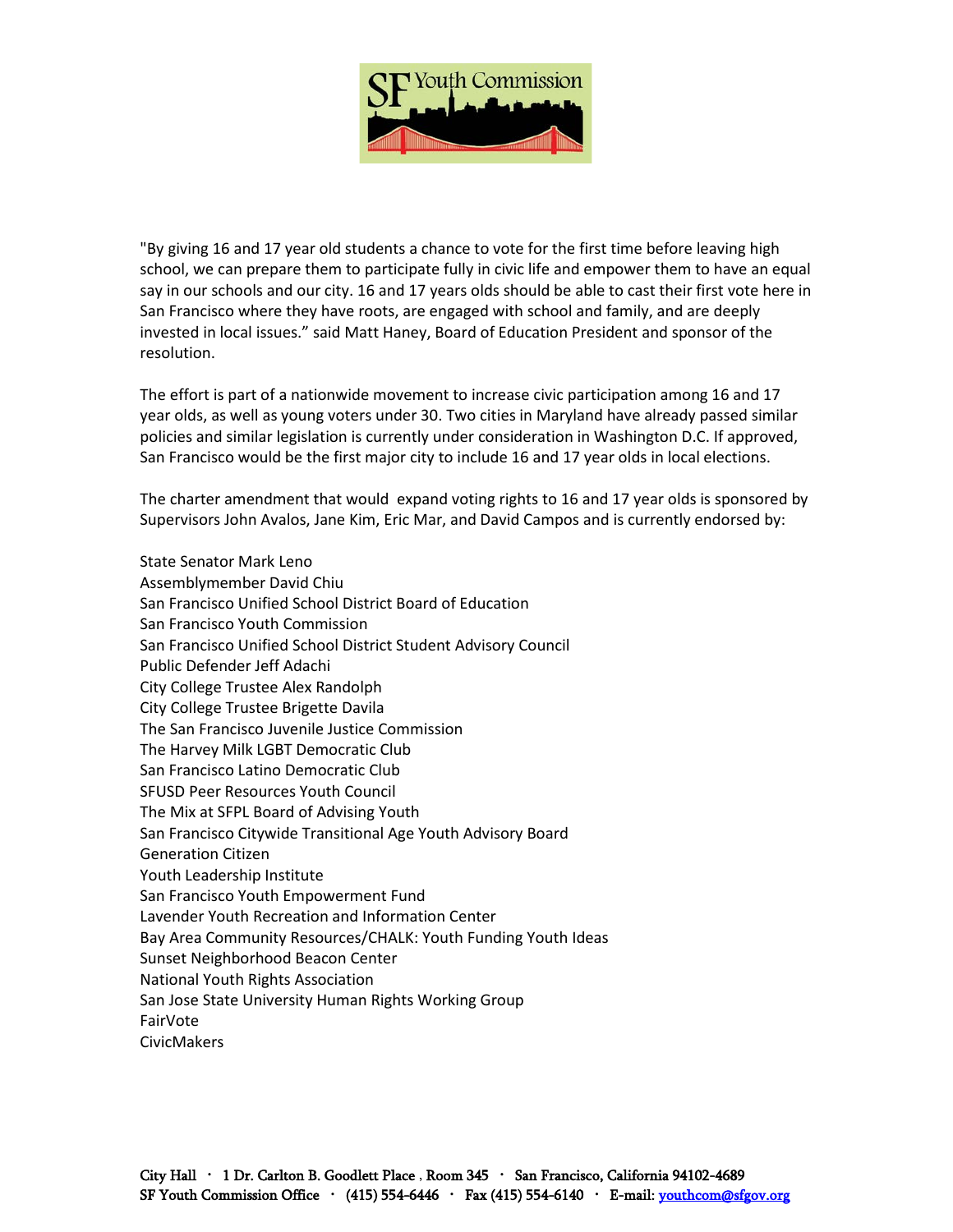"By giving 16 and 17 year old students a chance to vote for the first time before leaving high school, we can prepare them to participate fully in civic life and empower them to have an equal say in our schools and our city. 16 and 17 years olds should be able to cast their first vote here in San Francisco where they have roots, are engaged with school and family, and are deeply invested in local issues." said Matt Haney, Board of Education President and sponsor of the resolution.

The effort is part of a nationwide movement to increase civic participation among 16 and 17 year olds, as well as young voters under 30. Two cities in Maryland have already passed similar policies and similar legislation is currently under consideration in Washington D.C. If approved, San Francisco would be the first major city to include 16 and 17 year olds in local elections.

The charter amendment that would expand voting rights to 16 and 17 year olds is sponsored by Supervisors John Avalos, Jane Kim, Eric Mar, and David Campos and is currently endorsed by:

State Senator Mark Leno
Assemblymember David Chiu
San Francisco Unified School District Board of Education
San Francisco Youth Commission
San Francisco Unified School District Student Advisory Council
Public Defender Jeff Adachi
City College Trustee Alex Randolph
City College Trustee Brigette Davila
The San Francisco Juvenile Justice Commission
The Harvey Milk LGBT Democratic Club
San Francisco Latino Democratic Club
SFUSD Peer Resources Youth Council
The Mix at SFPL Board of Advising Youth
San Francisco Citywide Transitional Age Youth Advisory Board
Generation Citizen
Youth Leadership Institute
San Francisco Youth Empowerment Fund
Lavender Youth Recreation and Information Center
Bay Area Community Resources/CHALK: Youth Funding Youth Ideas
Sunset Neighborhood Beacon Center
National Youth Rights Association
San Jose State University Human Rights Working Group
FairVote
CivicMakers